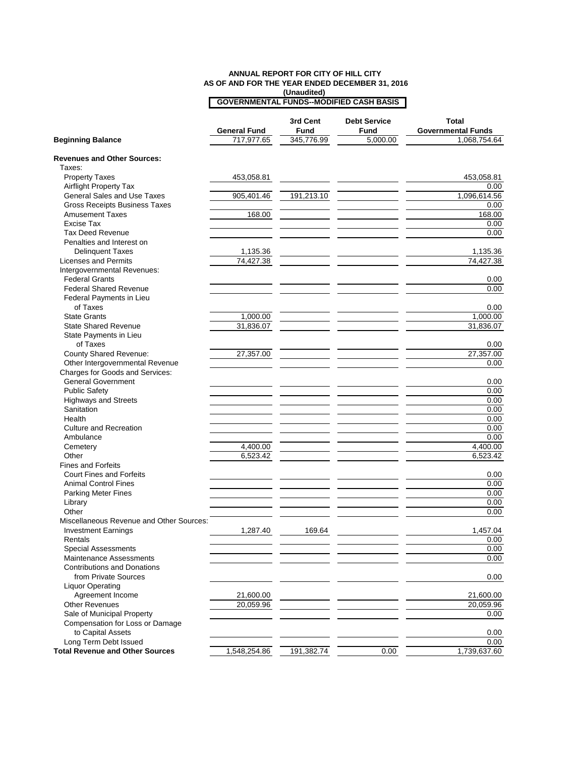**ANNUAL REPORT FOR CITY OF HILL CITY**
**AS OF AND FOR THE YEAR ENDED DECEMBER 31, 2016**
**(Unaudited)**
**GOVERNMENTAL FUNDS--MODIFIED CASH BASIS**

| | General Fund | 3rd Cent Fund | Debt Service Fund | Total Governmental Funds |
|---|---|---|---|---|
| **Beginning Balance** | 717,977.65 | 345,776.99 | 5,000.00 | 1,068,754.64 |
| | | | | |
| **Revenues and Other Sources:** | | | | |
| Taxes: | | | | |
| Property Taxes | 453,058.81 | | | 453,058.81 |
| Airflight Property Tax | | | | 0.00 |
| General Sales and Use Taxes | 905,401.46 | 191,213.10 | | 1,096,614.56 |
| Gross Receipts Business Taxes | | | | 0.00 |
| Amusement Taxes | 168.00 | | | 168.00 |
| Excise Tax | | | | 0.00 |
| Tax Deed Revenue | | | | 0.00 |
| Penalties and Interest on Delinquent Taxes | 1,135.36 | | | 1,135.36 |
| Licenses and Permits | 74,427.38 | | | 74,427.38 |
| Intergovernmental Revenues: | | | | |
| Federal Grants | | | | 0.00 |
| Federal Shared Revenue | | | | 0.00 |
| Federal Payments in Lieu of Taxes | | | | 0.00 |
| State Grants | 1,000.00 | | | 1,000.00 |
| State Shared Revenue | 31,836.07 | | | 31,836.07 |
| State Payments in Lieu of Taxes | | | | 0.00 |
| County Shared Revenue: | 27,357.00 | | | 27,357.00 |
| Other Intergovernmental Revenue | | | | 0.00 |
| Charges for Goods and Services: | | | | |
| General Government | | | | 0.00 |
| Public Safety | | | | 0.00 |
| Highways and Streets | | | | 0.00 |
| Sanitation | | | | 0.00 |
| Health | | | | 0.00 |
| Culture and Recreation | | | | 0.00 |
| Ambulance | | | | 0.00 |
| Cemetery | 4,400.00 | | | 4,400.00 |
| Other | 6,523.42 | | | 6,523.42 |
| Fines and Forfeits | | | | |
| Court Fines and Forfeits | | | | 0.00 |
| Animal Control Fines | | | | 0.00 |
| Parking Meter Fines | | | | 0.00 |
| Library | | | | 0.00 |
| Other | | | | 0.00 |
| Miscellaneous Revenue and Other Sources: | | | | |
| Investment Earnings | 1,287.40 | 169.64 | | 1,457.04 |
| Rentals | | | | 0.00 |
| Special Assessments | | | | 0.00 |
| Maintenance Assessments | | | | 0.00 |
| Contributions and Donations from Private Sources | | | | 0.00 |
| Liquor Operating Agreement Income | 21,600.00 | | | 21,600.00 |
| Other Revenues | 20,059.96 | | | 20,059.96 |
| Sale of Municipal Property | | | | 0.00 |
| Compensation for Loss or Damage to Capital Assets | | | | 0.00 |
| Long Term Debt Issued | | | | 0.00 |
| **Total Revenue and Other Sources** | 1,548,254.86 | 191,382.74 | 0.00 | 1,739,637.60 |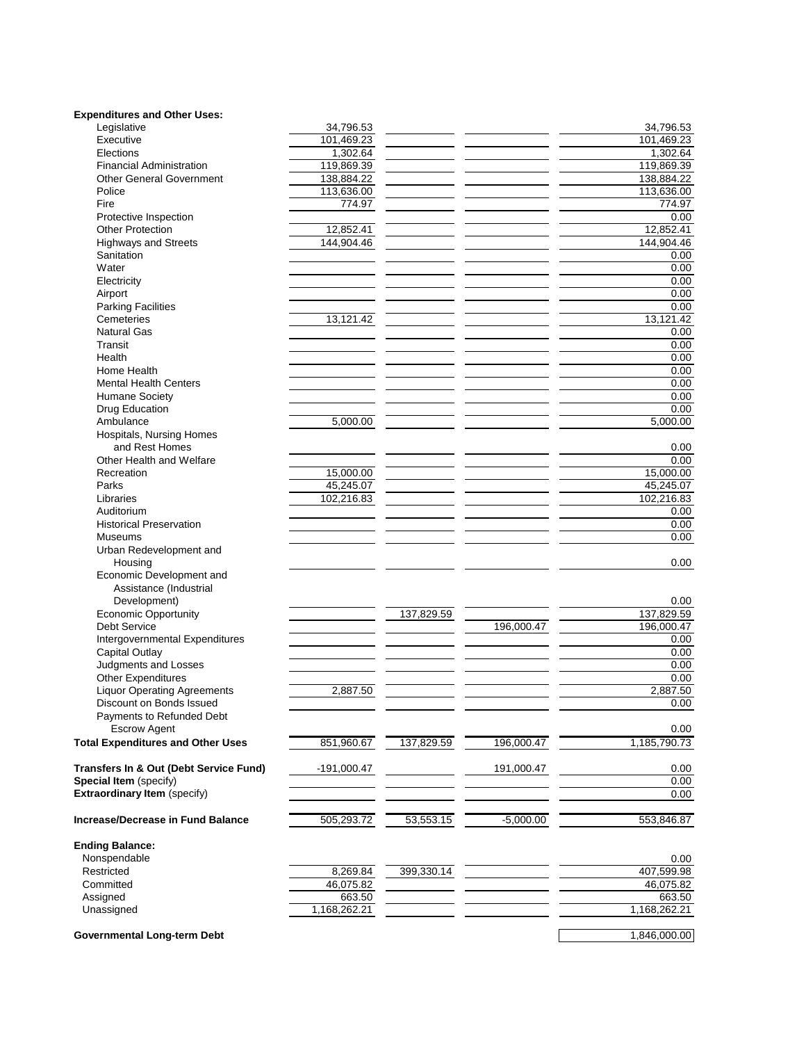| **Expenditures and Other Uses:** | | | | |
|---|---|---|---|---|
| Legislative | 34,796.53 | | | 34,796.53 |
| Executive | 101,469.23 | | | 101,469.23 |
| Elections | 1,302.64 | | | 1,302.64 |
| Financial Administration | 119,869.39 | | | 119,869.39 |
| Other General Government | 138,884.22 | | | 138,884.22 |
| Police | 113,636.00 | | | 113,636.00 |
| Fire | 774.97 | | | 774.97 |
| Protective Inspection | | | | 0.00 |
| Other Protection | 12,852.41 | | | 12,852.41 |
| Highways and Streets | 144,904.46 | | | 144,904.46 |
| Sanitation | | | | 0.00 |
| Water | | | | 0.00 |
| Electricity | | | | 0.00 |
| Airport | | | | 0.00 |
| Parking Facilities | | | | 0.00 |
| Cemeteries | 13,121.42 | | | 13,121.42 |
| Natural Gas | | | | 0.00 |
| Transit | | | | 0.00 |
| Health | | | | 0.00 |
| Home Health | | | | 0.00 |
| Mental Health Centers | | | | 0.00 |
| Humane Society | | | | 0.00 |
| Drug Education | | | | 0.00 |
| Ambulance | 5,000.00 | | | 5,000.00 |
| Hospitals, Nursing Homes and Rest Homes | | | | 0.00 |
| Other Health and Welfare | | | | 0.00 |
| Recreation | 15,000.00 | | | 15,000.00 |
| Parks | 45,245.07 | | | 45,245.07 |
| Libraries | 102,216.83 | | | 102,216.83 |
| Auditorium | | | | 0.00 |
| Historical Preservation | | | | 0.00 |
| Museums | | | | 0.00 |
| Urban Redevelopment and Housing | | | | 0.00 |
| Economic Development and Assistance (Industrial Development) | | | | 0.00 |
| Economic Opportunity | | 137,829.59 | | 137,829.59 |
| Debt Service | | | 196,000.47 | 196,000.47 |
| Intergovernmental Expenditures | | | | 0.00 |
| Capital Outlay | | | | 0.00 |
| Judgments and Losses | | | | 0.00 |
| Other Expenditures | | | | 0.00 |
| Liquor Operating Agreements | 2,887.50 | | | 2,887.50 |
| Discount on Bonds Issued | | | | 0.00 |
| Payments to Refunded Debt Escrow Agent | | | | 0.00 |
| **Total Expenditures and Other Uses** | 851,960.67 | 137,829.59 | 196,000.47 | 1,185,790.73 |
| | | | | |
| **Transfers In & Out (Debt Service Fund)** | -191,000.47 | | 191,000.47 | 0.00 |
| **Special Item** (specify) | | | | 0.00 |
| **Extraordinary Item** (specify) | | | | 0.00 |
| | | | | |
| **Increase/Decrease in Fund Balance** | 505,293.72 | 53,553.15 | -5,000.00 | 553,846.87 |
| | | | | |
| **Ending Balance:** | | | | |
| Nonspendable | | | | 0.00 |
| Restricted | 8,269.84 | 399,330.14 | | 407,599.98 |
| Committed | 46,075.82 | | | 46,075.82 |
| Assigned | 663.50 | | | 663.50 |
| Unassigned | 1,168,262.21 | | | 1,168,262.21 |
| | | | | |
| **Governmental Long-term Debt** | | | | 1,846,000.00 |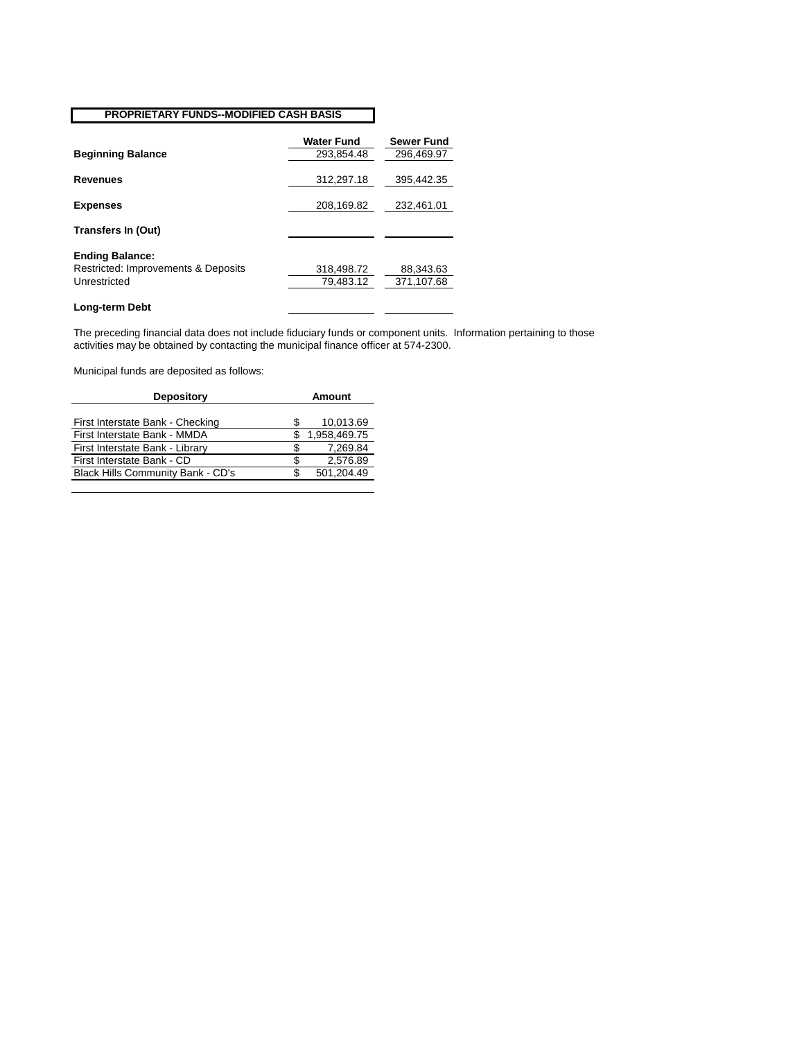## PROPRIETARY FUNDS--MODIFIED CASH BASIS

| | Water Fund | Sewer Fund |
|---|---|---|
| **Beginning Balance** | 293,854.48 | 296,469.97 |
| **Revenues** | 312,297.18 | 395,442.35 |
| **Expenses** | 208,169.82 | 232,461.01 |
| **Transfers In (Out)** | | |
| **Ending Balance:** | | |
| Restricted: Improvements & Deposits | 318,498.72 | 88,343.63 |
| Unrestricted | 79,483.12 | 371,107.68 |
| **Long-term Debt** | | |

The preceding financial data does not include fiduciary funds or component units. Information pertaining to those activities may be obtained by contacting the municipal finance officer at 574-2300.

Municipal funds are deposited as follows:

| Depository | Amount |
|---|---|
| First Interstate Bank - Checking | $ 10,013.69 |
| First Interstate Bank - MMDA | $ 1,958,469.75 |
| First Interstate Bank - Library | $ 7,269.84 |
| First Interstate Bank - CD | $ 2,576.89 |
| Black Hills Community Bank - CD's | $ 501,204.49 |